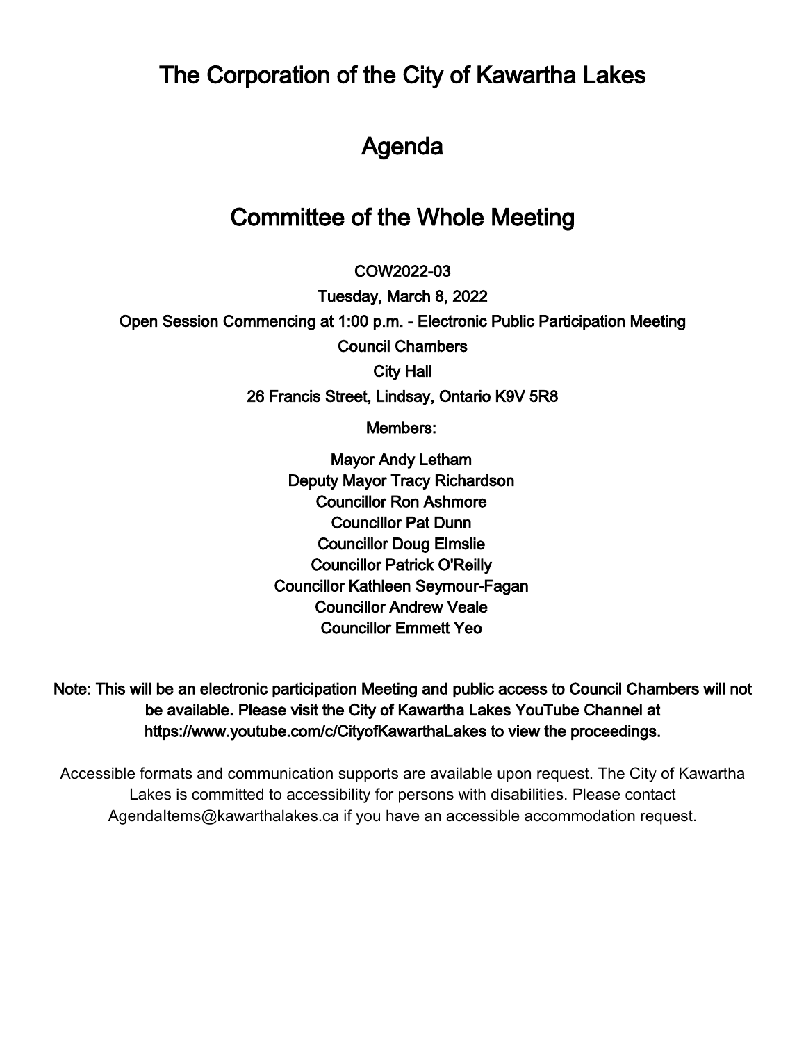# The Corporation of the City of Kawartha Lakes

# Agenda

# Committee of the Whole Meeting

**COW2022-03**

**Tuesday, March 8, 2022**

**Open Session Commencing at 1:00 p.m. - Electronic Public Participation Meeting**

**Council Chambers**

**City Hall**

**26 Francis Street, Lindsay, Ontario K9V 5R8**

**Members:**

**Mayor Andy Letham**
**Deputy Mayor Tracy Richardson**
**Councillor Ron Ashmore**
**Councillor Pat Dunn**
**Councillor Doug Elmslie**
**Councillor Patrick O'Reilly**
**Councillor Kathleen Seymour-Fagan**
**Councillor Andrew Veale**
**Councillor Emmett Yeo**

**Note: This will be an electronic participation Meeting and public access to Council Chambers will not be available. Please visit the City of Kawartha Lakes YouTube Channel at https://www.youtube.com/c/CityofKawarthaLakes to view the proceedings.**

Accessible formats and communication supports are available upon request. The City of Kawartha Lakes is committed to accessibility for persons with disabilities. Please contact AgendaItems@kawarthalakes.ca if you have an accessible accommodation request.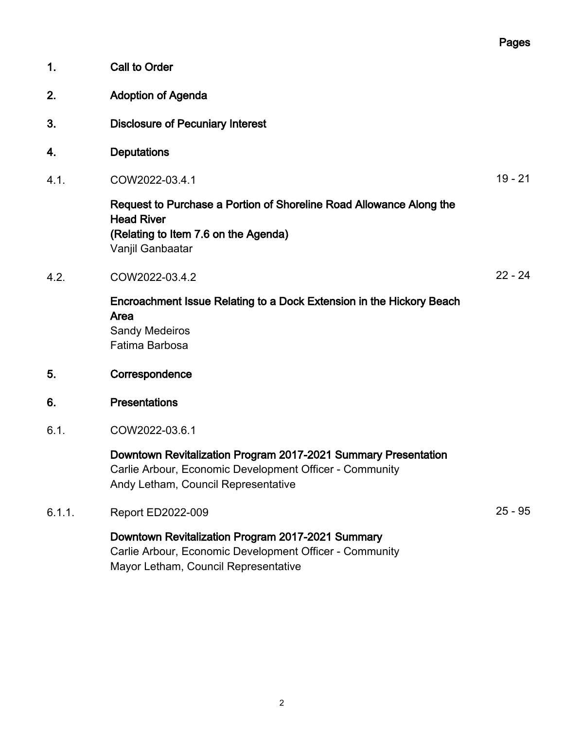| | | Pages |
|---|---|---|
| 1. | **Call to Order** | |
| 2. | **Adoption of Agenda** | |
| 3. | **Disclosure of Pecuniary Interest** | |
| 4. | **Deputations** | |
| 4.1. | COW2022-03.4.1<br><br>**Request to Purchase a Portion of Shoreline Road Allowance Along the Head River**<br>**(Relating to Item 7.6 on the Agenda)**<br>Vanjil Ganbaatar | 19 - 21 |
| 4.2. | COW2022-03.4.2<br><br>**Encroachment Issue Relating to a Dock Extension in the Hickory Beach Area**<br>Sandy Medeiros<br>Fatima Barbosa | 22 - 24 |
| 5. | **Correspondence** | |
| 6. | **Presentations** | |
| 6.1. | COW2022-03.6.1<br><br>**Downtown Revitalization Program 2017-2021 Summary Presentation**<br>Carlie Arbour, Economic Development Officer - Community<br>Andy Letham, Council Representative | |
| 6.1.1. | Report ED2022-009<br><br>**Downtown Revitalization Program 2017-2021 Summary**<br>Carlie Arbour, Economic Development Officer - Community<br>Mayor Letham, Council Representative | 25 - 95 |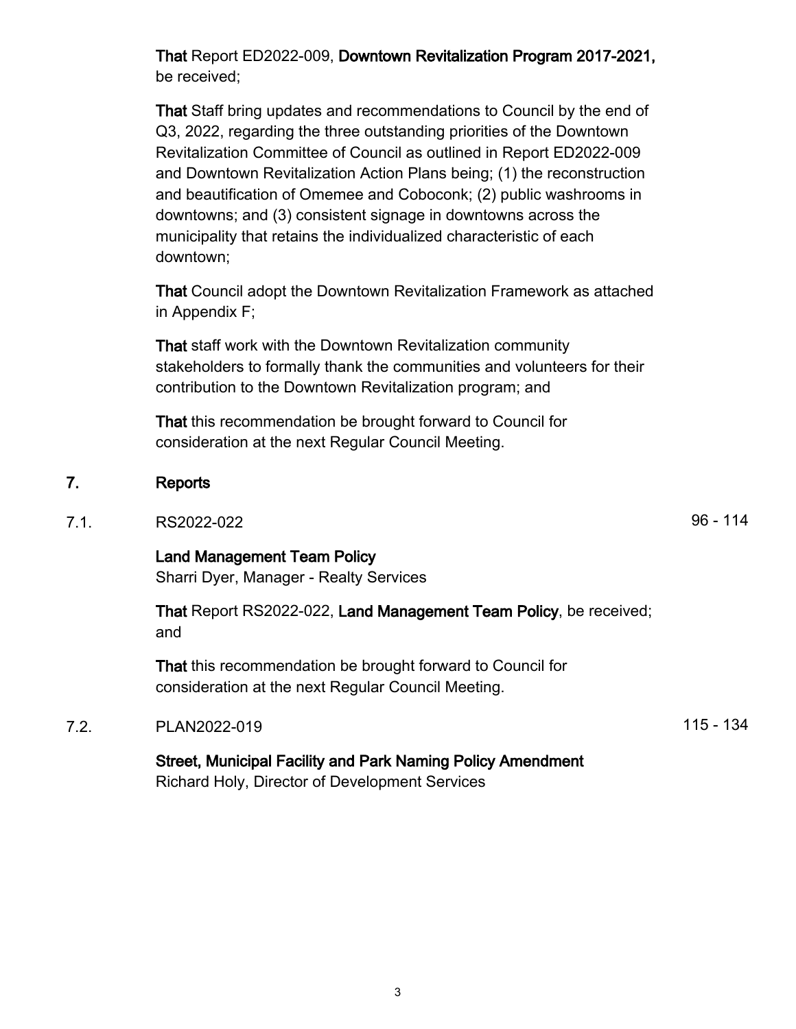**That** Report ED2022-009, **Downtown Revitalization Program 2017-2021,** be received;

**That** Staff bring updates and recommendations to Council by the end of Q3, 2022, regarding the three outstanding priorities of the Downtown Revitalization Committee of Council as outlined in Report ED2022-009 and Downtown Revitalization Action Plans being; (1) the reconstruction and beautification of Omemee and Coboconk; (2) public washrooms in downtowns; and (3) consistent signage in downtowns across the municipality that retains the individualized characteristic of each downtown;

**That** Council adopt the Downtown Revitalization Framework as attached in Appendix F;

**That** staff work with the Downtown Revitalization community stakeholders to formally thank the communities and volunteers for their contribution to the Downtown Revitalization program; and

**That** this recommendation be brought forward to Council for consideration at the next Regular Council Meeting.

## 7. Reports

7.1. RS2022-022 — 96 - 114

**Land Management Team Policy**
Sharri Dyer, Manager - Realty Services

**That** Report RS2022-022, **Land Management Team Policy**, be received; and

**That** this recommendation be brought forward to Council for consideration at the next Regular Council Meeting.

7.2. PLAN2022-019 — 115 - 134

**Street, Municipal Facility and Park Naming Policy Amendment**
Richard Holy, Director of Development Services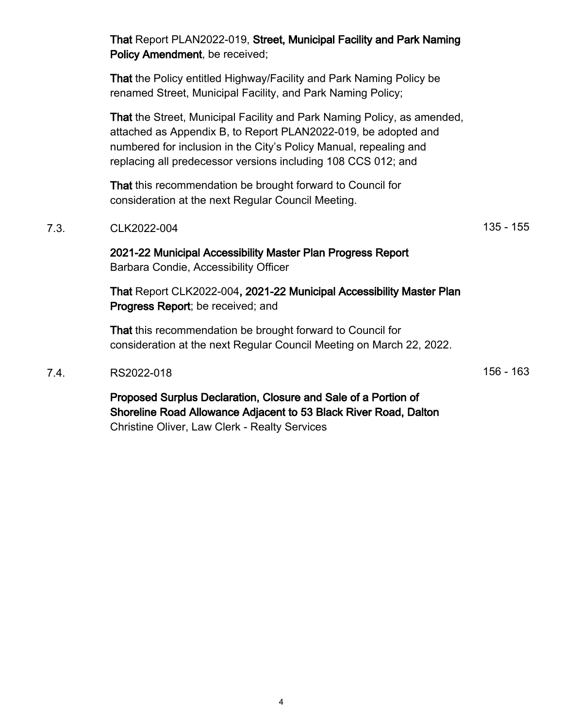**That** Report PLAN2022-019, **Street, Municipal Facility and Park Naming Policy Amendment**, be received;

**That** the Policy entitled Highway/Facility and Park Naming Policy be renamed Street, Municipal Facility, and Park Naming Policy;

**That** the Street, Municipal Facility and Park Naming Policy, as amended, attached as Appendix B, to Report PLAN2022-019, be adopted and numbered for inclusion in the City's Policy Manual, repealing and replacing all predecessor versions including 108 CCS 012; and

**That** this recommendation be brought forward to Council for consideration at the next Regular Council Meeting.

7.3. CLK2022-004 135 - 155

**2021-22 Municipal Accessibility Master Plan Progress Report**
Barbara Condie, Accessibility Officer

**That** Report CLK2022-004**, 2021-22 Municipal Accessibility Master Plan Progress Report**; be received; and

**That** this recommendation be brought forward to Council for consideration at the next Regular Council Meeting on March 22, 2022.

7.4. RS2022-018 156 - 163

**Proposed Surplus Declaration, Closure and Sale of a Portion of Shoreline Road Allowance Adjacent to 53 Black River Road, Dalton**
Christine Oliver, Law Clerk - Realty Services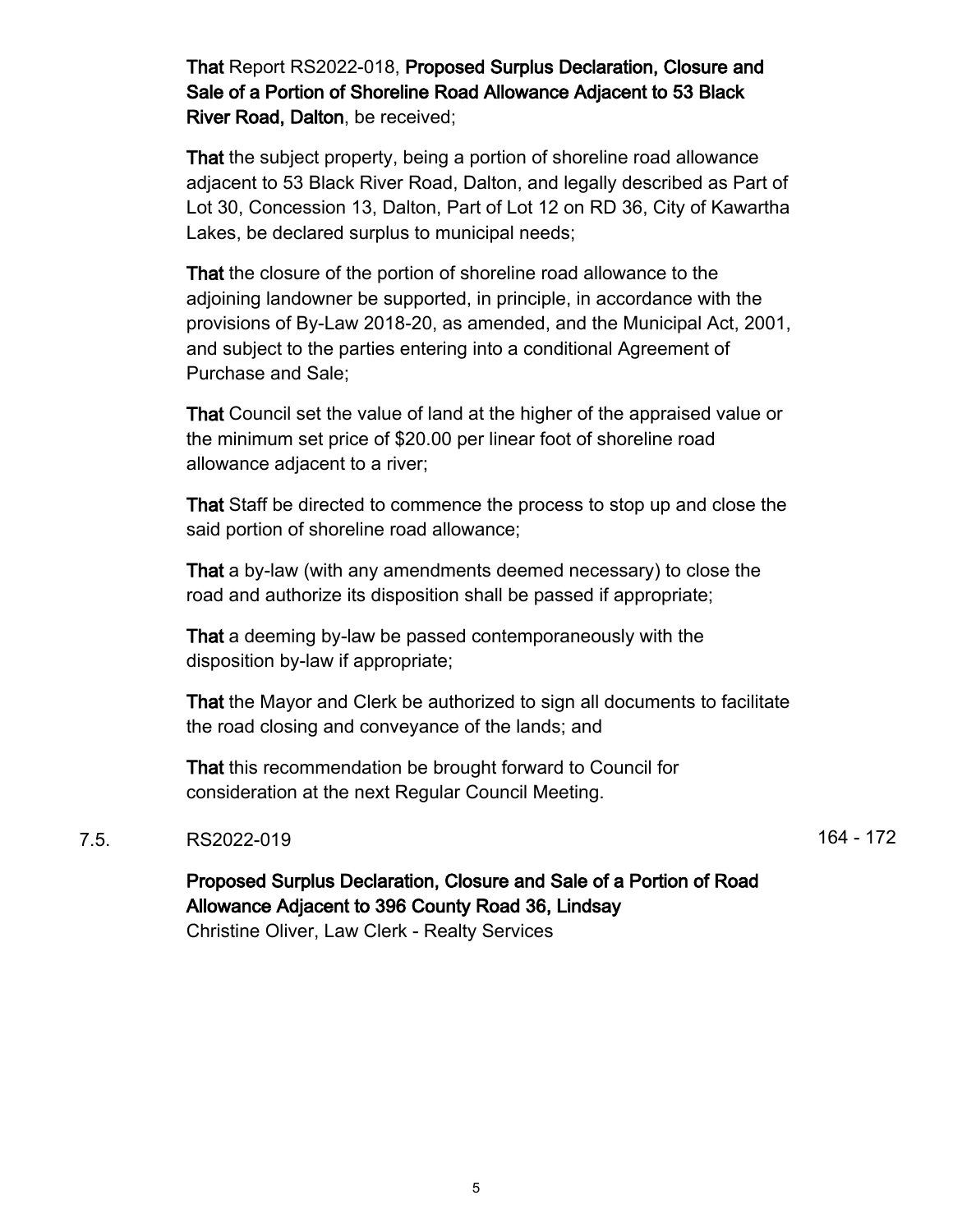**That** Report RS2022-018, **Proposed Surplus Declaration, Closure and Sale of a Portion of Shoreline Road Allowance Adjacent to 53 Black River Road, Dalton**, be received;

**That** the subject property, being a portion of shoreline road allowance adjacent to 53 Black River Road, Dalton, and legally described as Part of Lot 30, Concession 13, Dalton, Part of Lot 12 on RD 36, City of Kawartha Lakes, be declared surplus to municipal needs;

**That** the closure of the portion of shoreline road allowance to the adjoining landowner be supported, in principle, in accordance with the provisions of By-Law 2018-20, as amended, and the Municipal Act, 2001, and subject to the parties entering into a conditional Agreement of Purchase and Sale;

**That** Council set the value of land at the higher of the appraised value or the minimum set price of $20.00 per linear foot of shoreline road allowance adjacent to a river;

**That** Staff be directed to commence the process to stop up and close the said portion of shoreline road allowance;

**That** a by-law (with any amendments deemed necessary) to close the road and authorize its disposition shall be passed if appropriate;

**That** a deeming by-law be passed contemporaneously with the disposition by-law if appropriate;

**That** the Mayor and Clerk be authorized to sign all documents to facilitate the road closing and conveyance of the lands; and

**That** this recommendation be brought forward to Council for consideration at the next Regular Council Meeting.

7.5. RS2022-019 164 - 172

**Proposed Surplus Declaration, Closure and Sale of a Portion of Road Allowance Adjacent to 396 County Road 36, Lindsay**
Christine Oliver, Law Clerk - Realty Services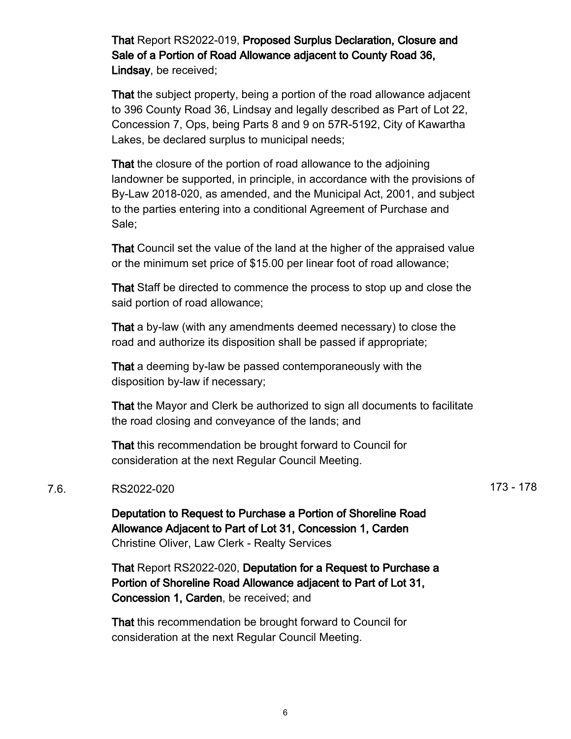**That** Report RS2022-019, **Proposed Surplus Declaration, Closure and Sale of a Portion of Road Allowance adjacent to County Road 36, Lindsay**, be received;

**That** the subject property, being a portion of the road allowance adjacent to 396 County Road 36, Lindsay and legally described as Part of Lot 22, Concession 7, Ops, being Parts 8 and 9 on 57R-5192, City of Kawartha Lakes, be declared surplus to municipal needs;

**That** the closure of the portion of road allowance to the adjoining landowner be supported, in principle, in accordance with the provisions of By-Law 2018-020, as amended, and the Municipal Act, 2001, and subject to the parties entering into a conditional Agreement of Purchase and Sale;

**That** Council set the value of the land at the higher of the appraised value or the minimum set price of $15.00 per linear foot of road allowance;

**That** Staff be directed to commence the process to stop up and close the said portion of road allowance;

**That** a by-law (with any amendments deemed necessary) to close the road and authorize its disposition shall be passed if appropriate;

**That** a deeming by-law be passed contemporaneously with the disposition by-law if necessary;

**That** the Mayor and Clerk be authorized to sign all documents to facilitate the road closing and conveyance of the lands; and

**That** this recommendation be brought forward to Council for consideration at the next Regular Council Meeting.

7.6. RS2022-020 173 - 178

**Deputation to Request to Purchase a Portion of Shoreline Road Allowance Adjacent to Part of Lot 31, Concession 1, Carden**
Christine Oliver, Law Clerk - Realty Services

**That** Report RS2022-020, **Deputation for a Request to Purchase a Portion of Shoreline Road Allowance adjacent to Part of Lot 31, Concession 1, Carden**, be received; and

**That** this recommendation be brought forward to Council for consideration at the next Regular Council Meeting.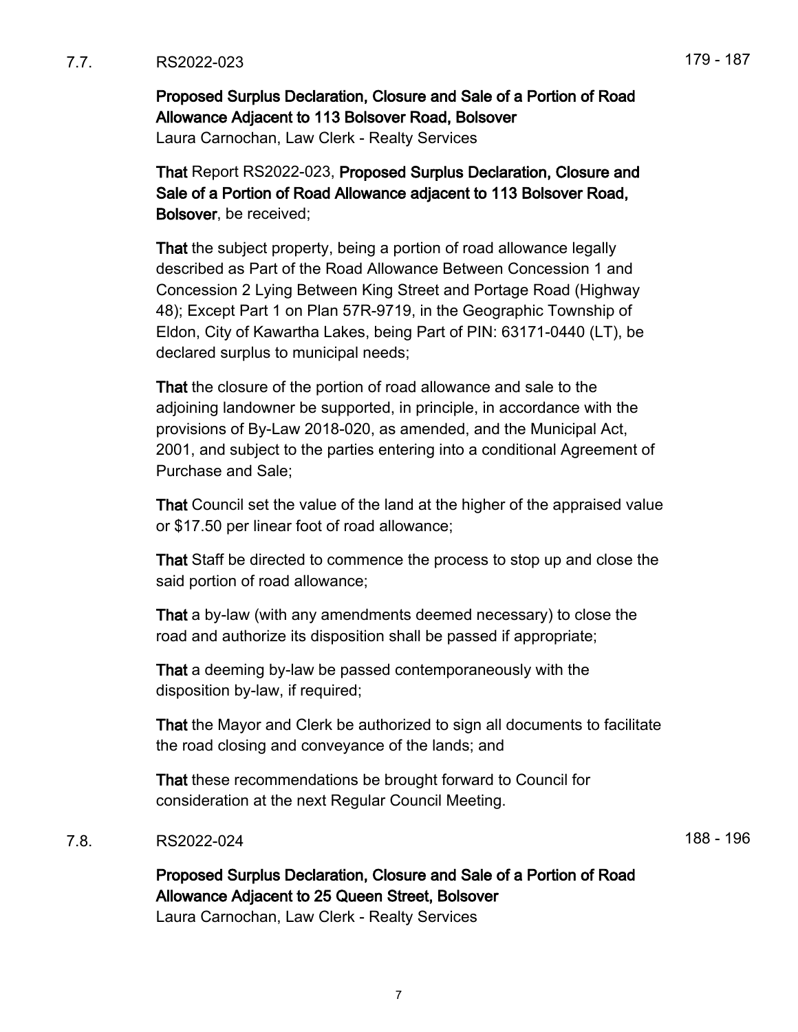7.7. RS2022-023 179 - 187

**Proposed Surplus Declaration, Closure and Sale of a Portion of Road Allowance Adjacent to 113 Bolsover Road, Bolsover**
Laura Carnochan, Law Clerk - Realty Services

**That** Report RS2022-023, **Proposed Surplus Declaration, Closure and Sale of a Portion of Road Allowance adjacent to 113 Bolsover Road, Bolsover**, be received;

**That** the subject property, being a portion of road allowance legally described as Part of the Road Allowance Between Concession 1 and Concession 2 Lying Between King Street and Portage Road (Highway 48); Except Part 1 on Plan 57R-9719, in the Geographic Township of Eldon, City of Kawartha Lakes, being Part of PIN: 63171-0440 (LT), be declared surplus to municipal needs;

**That** the closure of the portion of road allowance and sale to the adjoining landowner be supported, in principle, in accordance with the provisions of By-Law 2018-020, as amended, and the Municipal Act, 2001, and subject to the parties entering into a conditional Agreement of Purchase and Sale;

**That** Council set the value of the land at the higher of the appraised value or $17.50 per linear foot of road allowance;

**That** Staff be directed to commence the process to stop up and close the said portion of road allowance;

**That** a by-law (with any amendments deemed necessary) to close the road and authorize its disposition shall be passed if appropriate;

**That** a deeming by-law be passed contemporaneously with the disposition by-law, if required;

**That** the Mayor and Clerk be authorized to sign all documents to facilitate the road closing and conveyance of the lands; and

**That** these recommendations be brought forward to Council for consideration at the next Regular Council Meeting.

7.8. RS2022-024 188 - 196

**Proposed Surplus Declaration, Closure and Sale of a Portion of Road Allowance Adjacent to 25 Queen Street, Bolsover**
Laura Carnochan, Law Clerk - Realty Services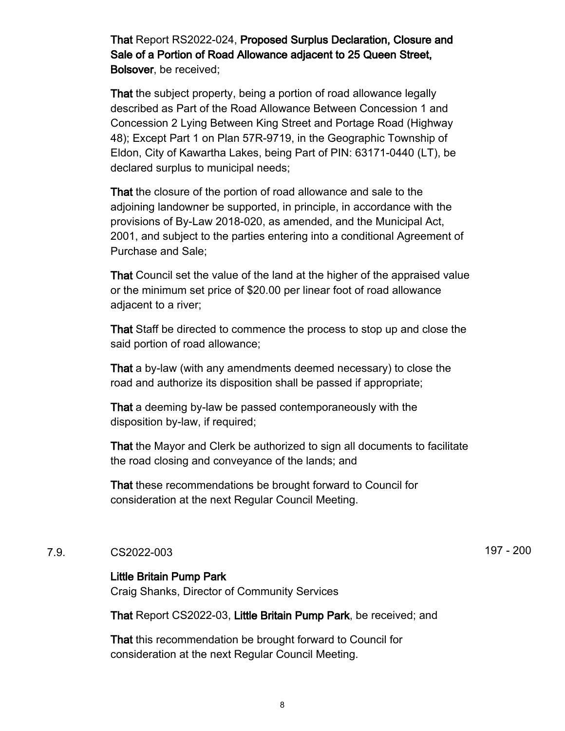**That** Report RS2022-024, **Proposed Surplus Declaration, Closure and Sale of a Portion of Road Allowance adjacent to 25 Queen Street, Bolsover**, be received;

**That** the subject property, being a portion of road allowance legally described as Part of the Road Allowance Between Concession 1 and Concession 2 Lying Between King Street and Portage Road (Highway 48); Except Part 1 on Plan 57R-9719, in the Geographic Township of Eldon, City of Kawartha Lakes, being Part of PIN: 63171-0440 (LT), be declared surplus to municipal needs;

**That** the closure of the portion of road allowance and sale to the adjoining landowner be supported, in principle, in accordance with the provisions of By-Law 2018-020, as amended, and the Municipal Act, 2001, and subject to the parties entering into a conditional Agreement of Purchase and Sale;

**That** Council set the value of the land at the higher of the appraised value or the minimum set price of $20.00 per linear foot of road allowance adjacent to a river;

**That** Staff be directed to commence the process to stop up and close the said portion of road allowance;

**That** a by-law (with any amendments deemed necessary) to close the road and authorize its disposition shall be passed if appropriate;

**That** a deeming by-law be passed contemporaneously with the disposition by-law, if required;

**That** the Mayor and Clerk be authorized to sign all documents to facilitate the road closing and conveyance of the lands; and

**That** these recommendations be brought forward to Council for consideration at the next Regular Council Meeting.

7.9. CS2022-003 197 - 200

**Little Britain Pump Park**
Craig Shanks, Director of Community Services

**That** Report CS2022-03, **Little Britain Pump Park**, be received; and

**That** this recommendation be brought forward to Council for consideration at the next Regular Council Meeting.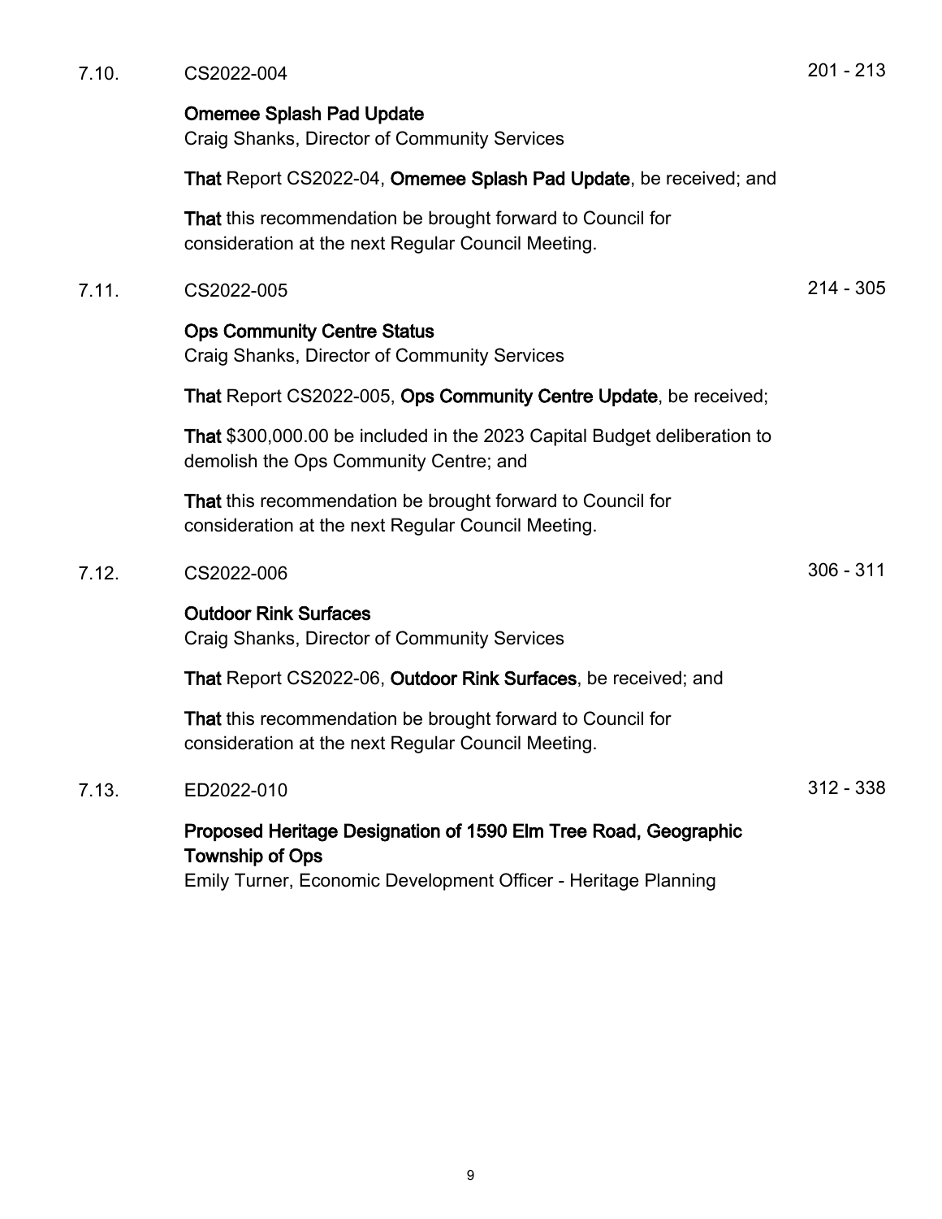7.10. CS2022-004 201 - 213

**Omemee Splash Pad Update**
Craig Shanks, Director of Community Services

**That** Report CS2022-04, **Omemee Splash Pad Update**, be received; and

**That** this recommendation be brought forward to Council for consideration at the next Regular Council Meeting.

7.11. CS2022-005 214 - 305

**Ops Community Centre Status**
Craig Shanks, Director of Community Services

**That** Report CS2022-005, **Ops Community Centre Update**, be received;

**That** $300,000.00 be included in the 2023 Capital Budget deliberation to demolish the Ops Community Centre; and

**That** this recommendation be brought forward to Council for consideration at the next Regular Council Meeting.

7.12. CS2022-006 306 - 311

**Outdoor Rink Surfaces**
Craig Shanks, Director of Community Services

**That** Report CS2022-06, **Outdoor Rink Surfaces**, be received; and

**That** this recommendation be brought forward to Council for consideration at the next Regular Council Meeting.

7.13. ED2022-010 312 - 338

**Proposed Heritage Designation of 1590 Elm Tree Road, Geographic Township of Ops**
Emily Turner, Economic Development Officer - Heritage Planning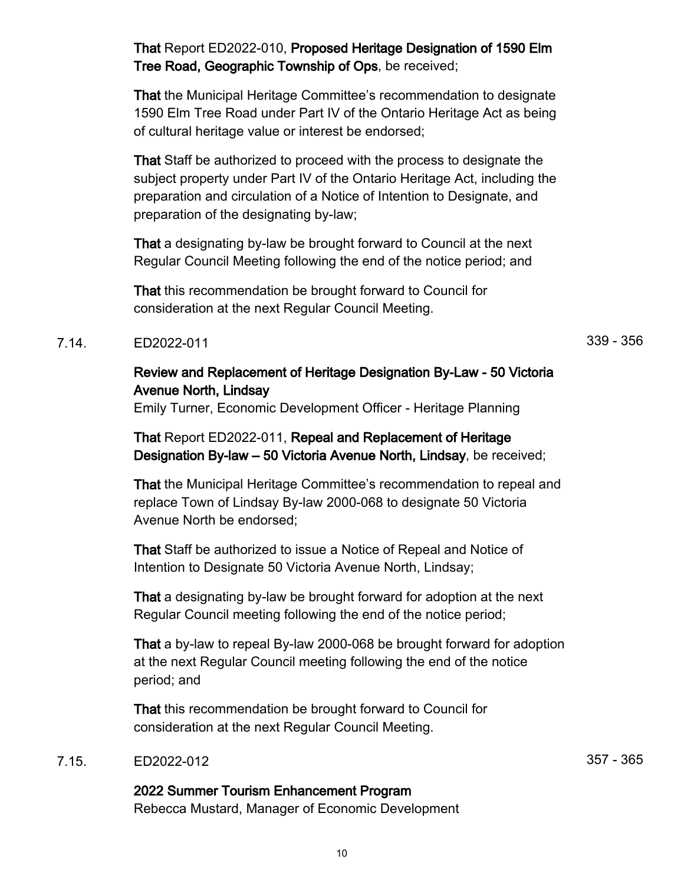**That** Report ED2022-010, **Proposed Heritage Designation of 1590 Elm Tree Road, Geographic Township of Ops**, be received;

**That** the Municipal Heritage Committee's recommendation to designate 1590 Elm Tree Road under Part IV of the Ontario Heritage Act as being of cultural heritage value or interest be endorsed;

**That** Staff be authorized to proceed with the process to designate the subject property under Part IV of the Ontario Heritage Act, including the preparation and circulation of a Notice of Intention to Designate, and preparation of the designating by-law;

**That** a designating by-law be brought forward to Council at the next Regular Council Meeting following the end of the notice period; and

**That** this recommendation be brought forward to Council for consideration at the next Regular Council Meeting.

7.14. ED2022-011 339 - 356

**Review and Replacement of Heritage Designation By-Law - 50 Victoria Avenue North, Lindsay**
Emily Turner, Economic Development Officer - Heritage Planning

**That** Report ED2022-011, **Repeal and Replacement of Heritage Designation By-law – 50 Victoria Avenue North, Lindsay**, be received;

**That** the Municipal Heritage Committee's recommendation to repeal and replace Town of Lindsay By-law 2000-068 to designate 50 Victoria Avenue North be endorsed;

**That** Staff be authorized to issue a Notice of Repeal and Notice of Intention to Designate 50 Victoria Avenue North, Lindsay;

**That** a designating by-law be brought forward for adoption at the next Regular Council meeting following the end of the notice period;

**That** a by-law to repeal By-law 2000-068 be brought forward for adoption at the next Regular Council meeting following the end of the notice period; and

**That** this recommendation be brought forward to Council for consideration at the next Regular Council Meeting.

7.15. ED2022-012 357 - 365

**2022 Summer Tourism Enhancement Program**
Rebecca Mustard, Manager of Economic Development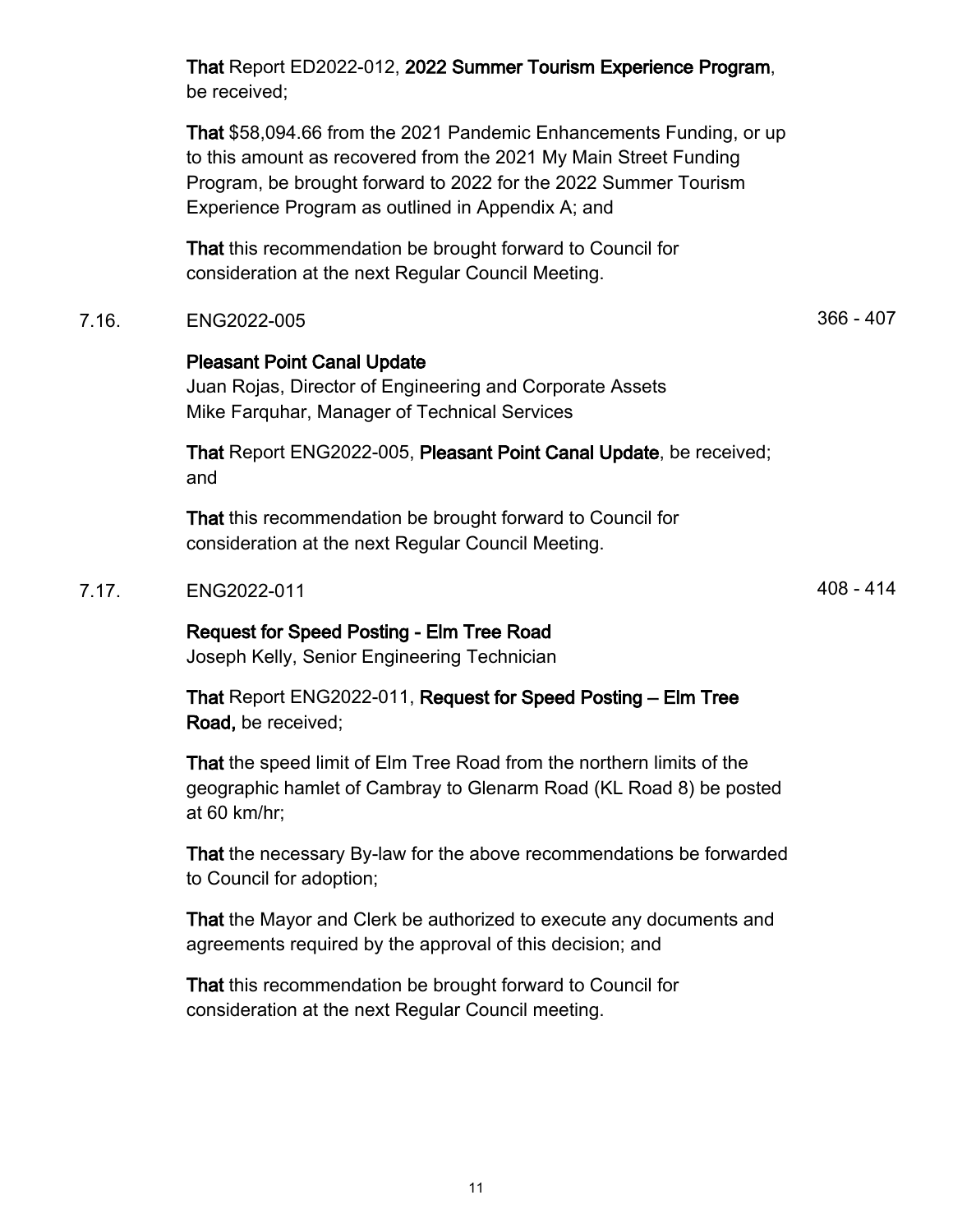**That** Report ED2022-012, **2022 Summer Tourism Experience Program**, be received;

**That** $58,094.66 from the 2021 Pandemic Enhancements Funding, or up to this amount as recovered from the 2021 My Main Street Funding Program, be brought forward to 2022 for the 2022 Summer Tourism Experience Program as outlined in Appendix A; and

**That** this recommendation be brought forward to Council for consideration at the next Regular Council Meeting.

7.16. ENG2022-005 366 - 407

**Pleasant Point Canal Update**
Juan Rojas, Director of Engineering and Corporate Assets
Mike Farquhar, Manager of Technical Services

**That** Report ENG2022-005, **Pleasant Point Canal Update**, be received; and

**That** this recommendation be brought forward to Council for consideration at the next Regular Council Meeting.

7.17. ENG2022-011 408 - 414

**Request for Speed Posting - Elm Tree Road**
Joseph Kelly, Senior Engineering Technician

**That** Report ENG2022-011, **Request for Speed Posting – Elm Tree Road,** be received;

**That** the speed limit of Elm Tree Road from the northern limits of the geographic hamlet of Cambray to Glenarm Road (KL Road 8) be posted at 60 km/hr;

**That** the necessary By-law for the above recommendations be forwarded to Council for adoption;

**That** the Mayor and Clerk be authorized to execute any documents and agreements required by the approval of this decision; and

**That** this recommendation be brought forward to Council for consideration at the next Regular Council meeting.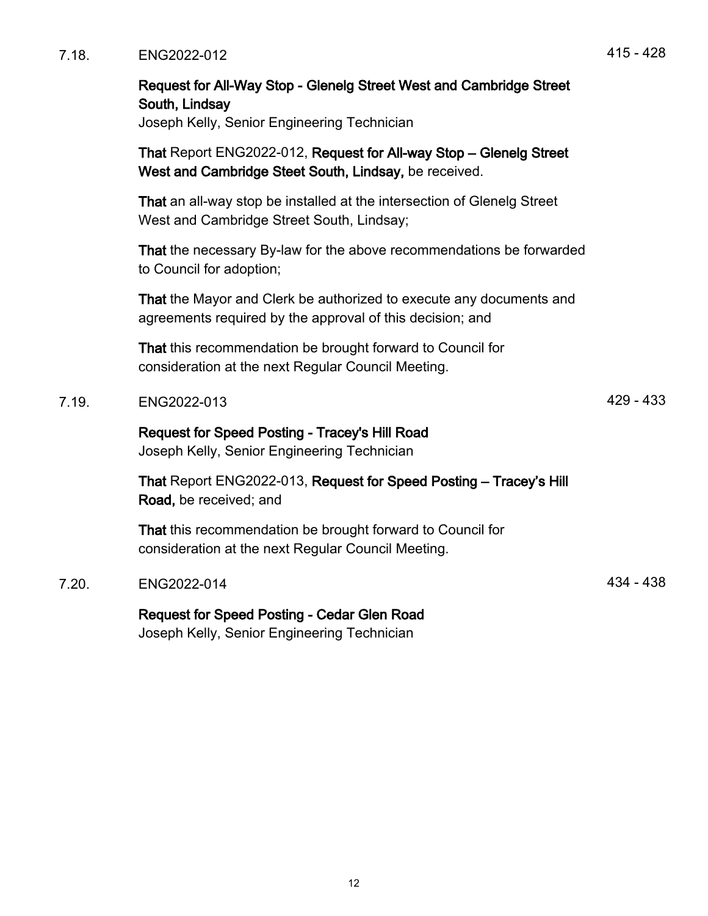7.18. ENG2022-012 415 - 428

**Request for All-Way Stop - Glenelg Street West and Cambridge Street South, Lindsay**
Joseph Kelly, Senior Engineering Technician

**That** Report ENG2022-012, **Request for All-way Stop – Glenelg Street West and Cambridge Steet South, Lindsay,** be received.

**That** an all-way stop be installed at the intersection of Glenelg Street West and Cambridge Street South, Lindsay;

**That** the necessary By-law for the above recommendations be forwarded to Council for adoption;

**That** the Mayor and Clerk be authorized to execute any documents and agreements required by the approval of this decision; and

**That** this recommendation be brought forward to Council for consideration at the next Regular Council Meeting.

7.19. ENG2022-013 429 - 433

**Request for Speed Posting - Tracey's Hill Road**
Joseph Kelly, Senior Engineering Technician

**That** Report ENG2022-013, **Request for Speed Posting – Tracey's Hill Road,** be received; and

**That** this recommendation be brought forward to Council for consideration at the next Regular Council Meeting.

7.20. ENG2022-014 434 - 438

**Request for Speed Posting - Cedar Glen Road**
Joseph Kelly, Senior Engineering Technician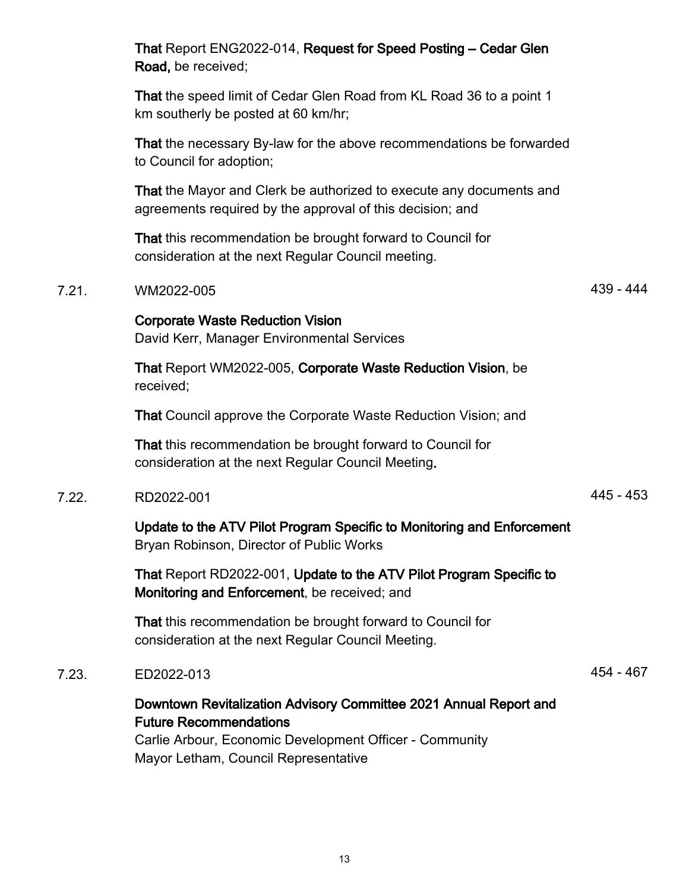**That** Report ENG2022-014, **Request for Speed Posting – Cedar Glen Road,** be received;

**That** the speed limit of Cedar Glen Road from KL Road 36 to a point 1 km southerly be posted at 60 km/hr;

**That** the necessary By-law for the above recommendations be forwarded to Council for adoption;

**That** the Mayor and Clerk be authorized to execute any documents and agreements required by the approval of this decision; and

**That** this recommendation be brought forward to Council for consideration at the next Regular Council meeting.

7.21. WM2022-005 — 439 - 444

**Corporate Waste Reduction Vision**
David Kerr, Manager Environmental Services

**That** Report WM2022-005, **Corporate Waste Reduction Vision**, be received;

**That** Council approve the Corporate Waste Reduction Vision; and

**That** this recommendation be brought forward to Council for consideration at the next Regular Council Meeting**.**

7.22. RD2022-001 — 445 - 453

**Update to the ATV Pilot Program Specific to Monitoring and Enforcement**
Bryan Robinson, Director of Public Works

**That** Report RD2022-001, **Update to the ATV Pilot Program Specific to Monitoring and Enforcement**, be received; and

**That** this recommendation be brought forward to Council for consideration at the next Regular Council Meeting.

7.23. ED2022-013 — 454 - 467

**Downtown Revitalization Advisory Committee 2021 Annual Report and Future Recommendations**
Carlie Arbour, Economic Development Officer - Community
Mayor Letham, Council Representative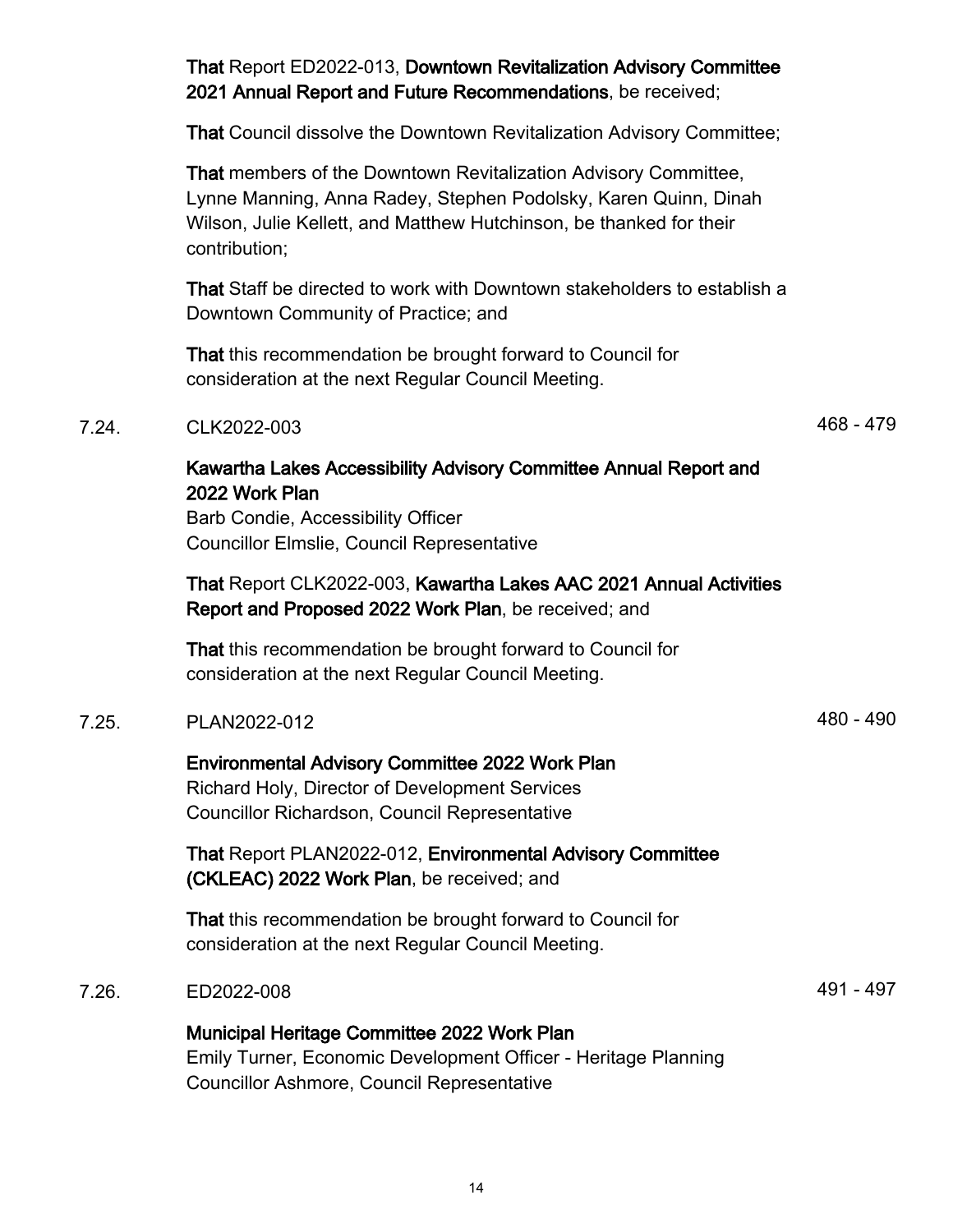**That** Report ED2022-013, **Downtown Revitalization Advisory Committee 2021 Annual Report and Future Recommendations**, be received;

**That** Council dissolve the Downtown Revitalization Advisory Committee;

**That** members of the Downtown Revitalization Advisory Committee, Lynne Manning, Anna Radey, Stephen Podolsky, Karen Quinn, Dinah Wilson, Julie Kellett, and Matthew Hutchinson, be thanked for their contribution;

**That** Staff be directed to work with Downtown stakeholders to establish a Downtown Community of Practice; and

**That** this recommendation be brought forward to Council for consideration at the next Regular Council Meeting.

7.24. CLK2022-003 — 468 - 479

**Kawartha Lakes Accessibility Advisory Committee Annual Report and 2022 Work Plan**
Barb Condie, Accessibility Officer
Councillor Elmslie, Council Representative

**That** Report CLK2022-003, **Kawartha Lakes AAC 2021 Annual Activities Report and Proposed 2022 Work Plan**, be received; and

**That** this recommendation be brought forward to Council for consideration at the next Regular Council Meeting.

7.25. PLAN2022-012 — 480 - 490

**Environmental Advisory Committee 2022 Work Plan**
Richard Holy, Director of Development Services
Councillor Richardson, Council Representative

**That** Report PLAN2022-012, **Environmental Advisory Committee (CKLEAC) 2022 Work Plan**, be received; and

**That** this recommendation be brought forward to Council for consideration at the next Regular Council Meeting.

7.26. ED2022-008 — 491 - 497

**Municipal Heritage Committee 2022 Work Plan**
Emily Turner, Economic Development Officer - Heritage Planning
Councillor Ashmore, Council Representative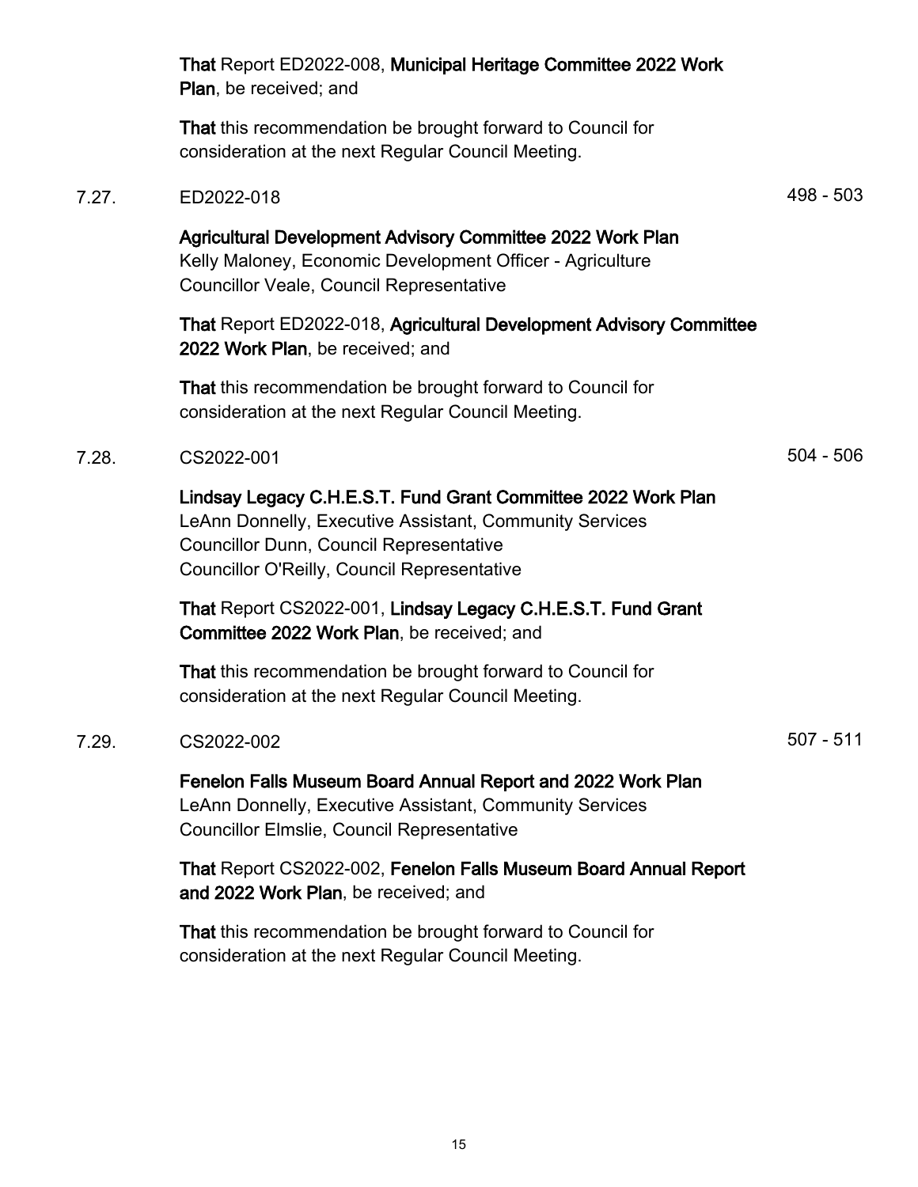**That** Report ED2022-008, **Municipal Heritage Committee 2022 Work Plan**, be received; and

**That** this recommendation be brought forward to Council for consideration at the next Regular Council Meeting.

7.27. ED2022-018 498 - 503

**Agricultural Development Advisory Committee 2022 Work Plan**
Kelly Maloney, Economic Development Officer - Agriculture
Councillor Veale, Council Representative

**That** Report ED2022-018, **Agricultural Development Advisory Committee 2022 Work Plan**, be received; and

**That** this recommendation be brought forward to Council for consideration at the next Regular Council Meeting.

7.28. CS2022-001 504 - 506

**Lindsay Legacy C.H.E.S.T. Fund Grant Committee 2022 Work Plan**
LeAnn Donnelly, Executive Assistant, Community Services
Councillor Dunn, Council Representative
Councillor O'Reilly, Council Representative

**That** Report CS2022-001, **Lindsay Legacy C.H.E.S.T. Fund Grant Committee 2022 Work Plan**, be received; and

**That** this recommendation be brought forward to Council for consideration at the next Regular Council Meeting.

7.29. CS2022-002 507 - 511

**Fenelon Falls Museum Board Annual Report and 2022 Work Plan**
LeAnn Donnelly, Executive Assistant, Community Services
Councillor Elmslie, Council Representative

**That** Report CS2022-002, **Fenelon Falls Museum Board Annual Report and 2022 Work Plan**, be received; and

**That** this recommendation be brought forward to Council for consideration at the next Regular Council Meeting.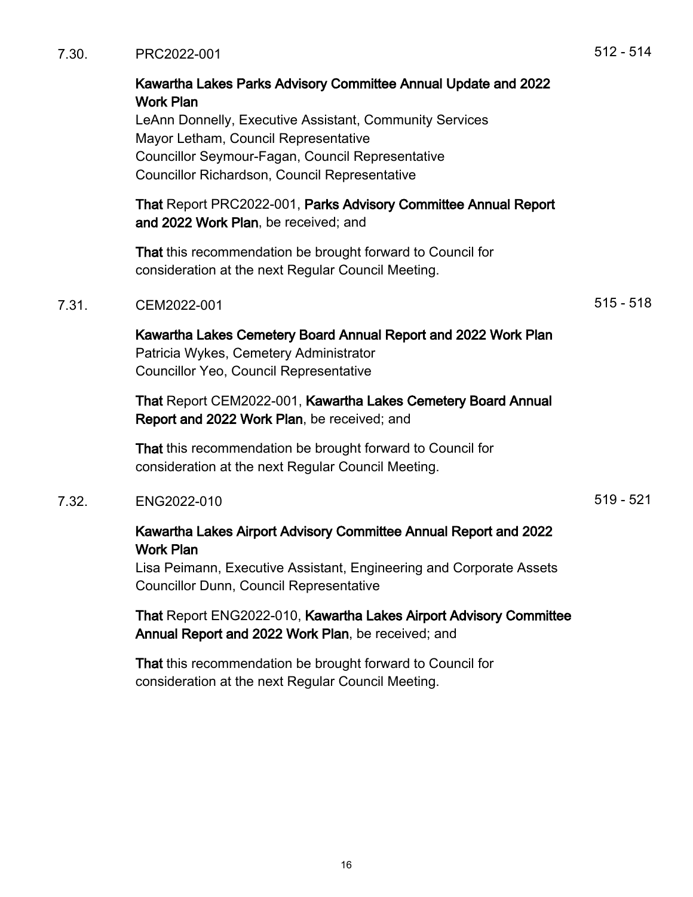7.30. PRC2022-001 512 - 514

**Kawartha Lakes Parks Advisory Committee Annual Update and 2022 Work Plan**
LeAnn Donnelly, Executive Assistant, Community Services
Mayor Letham, Council Representative
Councillor Seymour-Fagan, Council Representative
Councillor Richardson, Council Representative

**That** Report PRC2022-001, **Parks Advisory Committee Annual Report and 2022 Work Plan**, be received; and

**That** this recommendation be brought forward to Council for consideration at the next Regular Council Meeting.

7.31. CEM2022-001 515 - 518

**Kawartha Lakes Cemetery Board Annual Report and 2022 Work Plan**
Patricia Wykes, Cemetery Administrator
Councillor Yeo, Council Representative

**That** Report CEM2022-001, **Kawartha Lakes Cemetery Board Annual Report and 2022 Work Plan**, be received; and

**That** this recommendation be brought forward to Council for consideration at the next Regular Council Meeting.

7.32. ENG2022-010 519 - 521

**Kawartha Lakes Airport Advisory Committee Annual Report and 2022 Work Plan**
Lisa Peimann, Executive Assistant, Engineering and Corporate Assets
Councillor Dunn, Council Representative

**That** Report ENG2022-010, **Kawartha Lakes Airport Advisory Committee Annual Report and 2022 Work Plan**, be received; and

**That** this recommendation be brought forward to Council for consideration at the next Regular Council Meeting.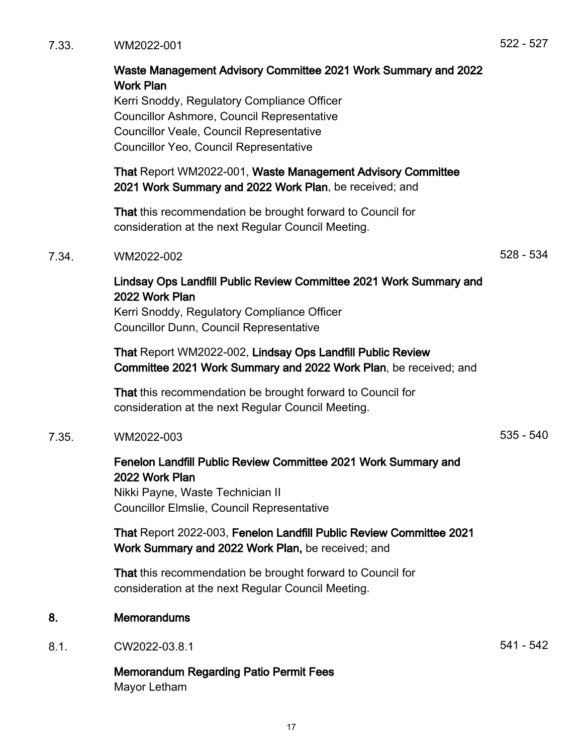7.33. WM2022-001 522 - 527

**Waste Management Advisory Committee 2021 Work Summary and 2022 Work Plan**
Kerri Snoddy, Regulatory Compliance Officer
Councillor Ashmore, Council Representative
Councillor Veale, Council Representative
Councillor Yeo, Council Representative

**That** Report WM2022-001, **Waste Management Advisory Committee 2021 Work Summary and 2022 Work Plan**, be received; and

**That** this recommendation be brought forward to Council for consideration at the next Regular Council Meeting.

7.34. WM2022-002 528 - 534

**Lindsay Ops Landfill Public Review Committee 2021 Work Summary and 2022 Work Plan**
Kerri Snoddy, Regulatory Compliance Officer
Councillor Dunn, Council Representative

**That** Report WM2022-002, **Lindsay Ops Landfill Public Review Committee 2021 Work Summary and 2022 Work Plan**, be received; and

**That** this recommendation be brought forward to Council for consideration at the next Regular Council Meeting.

7.35. WM2022-003 535 - 540

**Fenelon Landfill Public Review Committee 2021 Work Summary and 2022 Work Plan**
Nikki Payne, Waste Technician II
Councillor Elmslie, Council Representative

**That** Report 2022-003, **Fenelon Landfill Public Review Committee 2021 Work Summary and 2022 Work Plan,** be received; and

**That** this recommendation be brought forward to Council for consideration at the next Regular Council Meeting.

## 8. Memorandums

8.1. CW2022-03.8.1 541 - 542

**Memorandum Regarding Patio Permit Fees**
Mayor Letham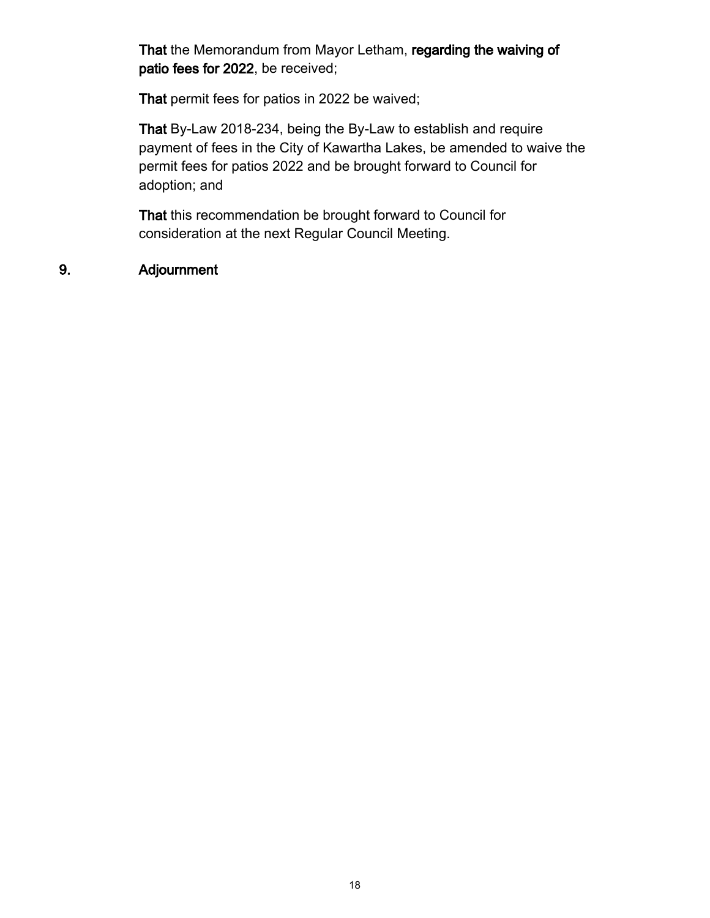**That** the Memorandum from Mayor Letham, **regarding the waiving of patio fees for 2022**, be received;

**That** permit fees for patios in 2022 be waived;

**That** By-Law 2018-234, being the By-Law to establish and require payment of fees in the City of Kawartha Lakes, be amended to waive the permit fees for patios 2022 and be brought forward to Council for adoption; and

**That** this recommendation be brought forward to Council for consideration at the next Regular Council Meeting.

## 9. Adjournment